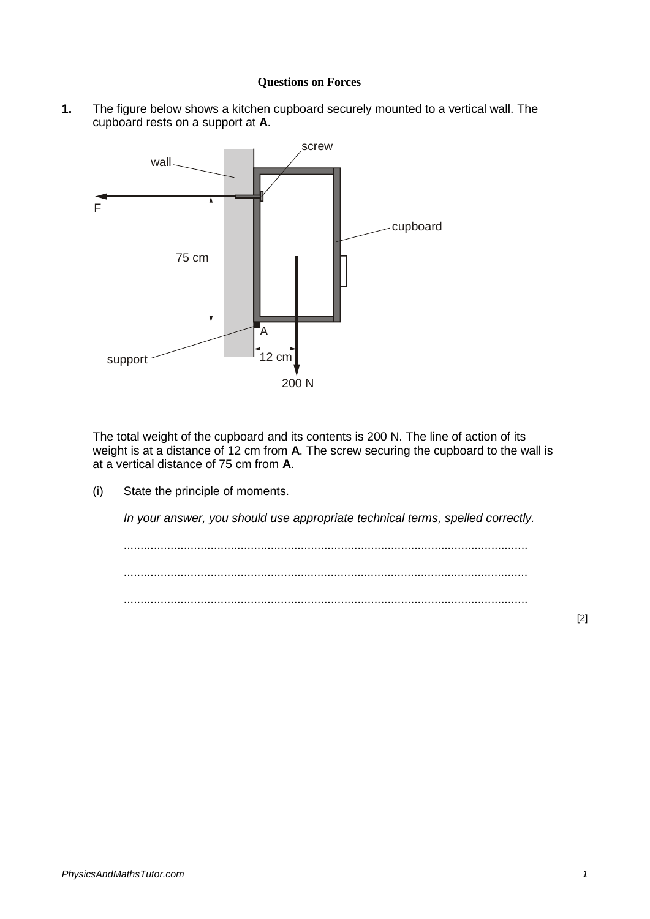**Questions on Forces**

**1.** The figure below shows a kitchen cupboard securely mounted to a vertical wall. The cupboard rests on a support at **A**.

The total weight of the cupboard and its contents is 200 N. The line of action of its weight is at a distance of 12 cm from **A**. The screw securing the cupboard to the wall is at a vertical distance of 75 cm from **A**.

(i) State the principle of moments.

*In your answer, you should use appropriate technical terms, spelled correctly.*

.......................................................................................................................

.......................................................................................................................

.......................................................................................................................

[2]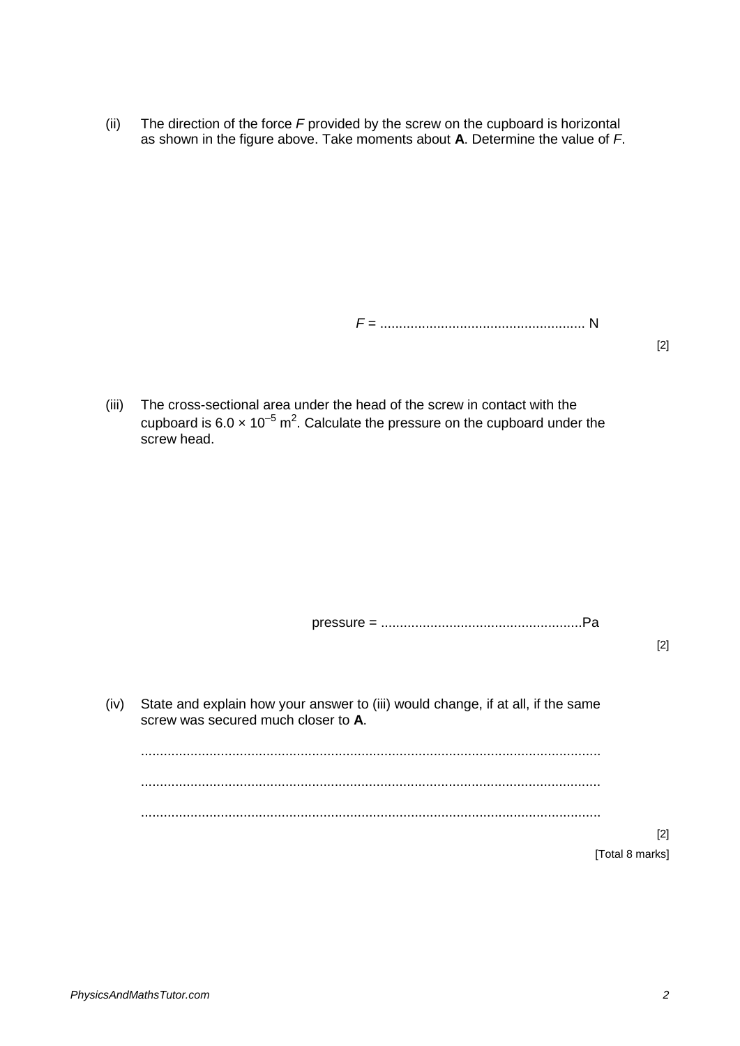(ii) The direction of the force *F* provided by the screw on the cupboard is horizontal as shown in the figure above. Take moments about **A**. Determine the value of *F*.

*F* = ...................................................... N

[2]

(iii) The cross-sectional area under the head of the screw in contact with the cupboard is $6.0 \times 10^{-5}$ m$^2$. Calculate the pressure on the cupboard under the screw head.

pressure = .....................................................Pa

[2]

(iv) State and explain how your answer to (iii) would change, if at all, if the same screw was secured much closer to **A**.

.........................................................................................................................

.........................................................................................................................

.........................................................................................................................

[2]

[Total 8 marks]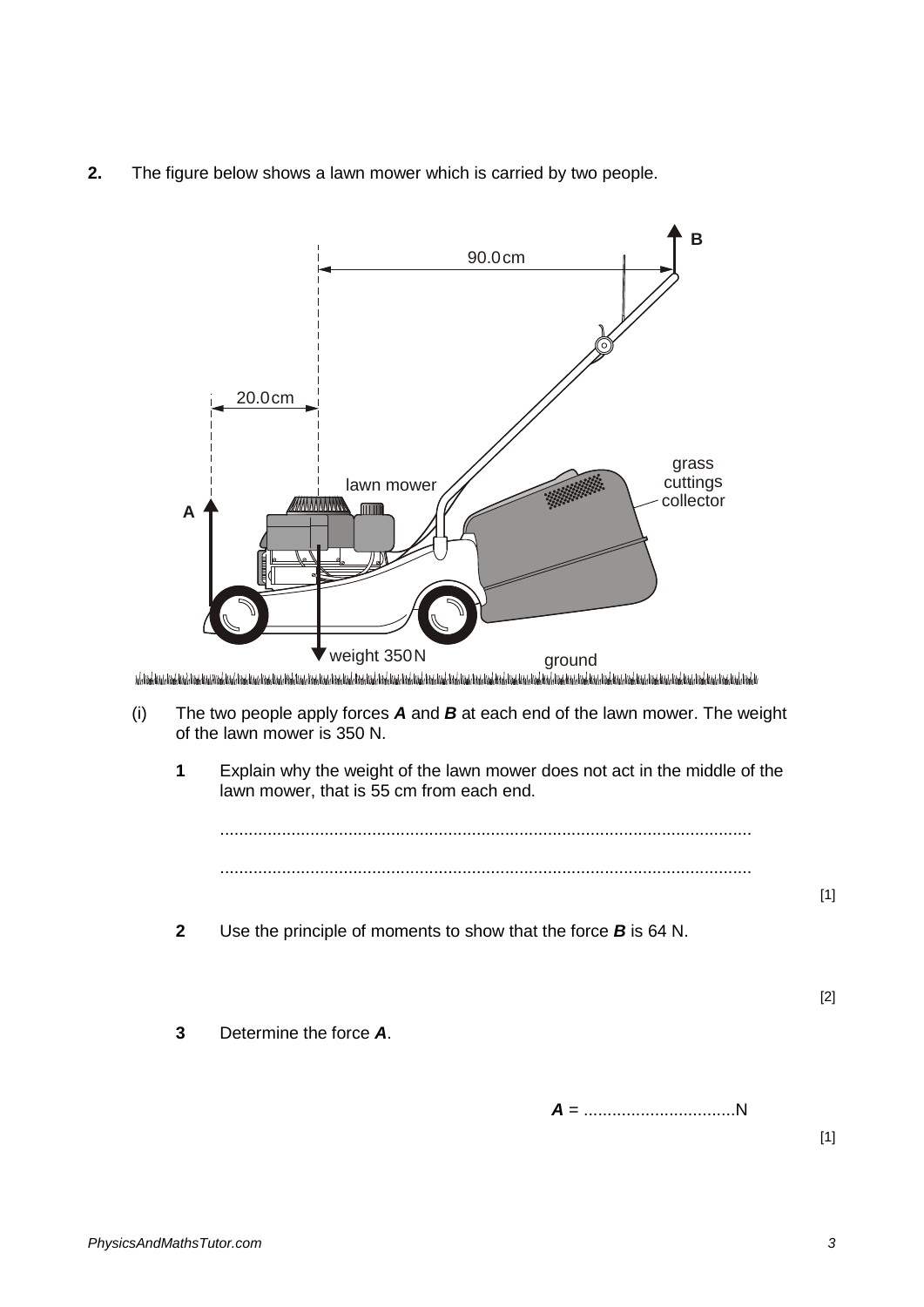**2.** The figure below shows a lawn mower which is carried by two people.

(i) The two people apply forces ***A*** and ***B*** at each end of the lawn mower. The weight of the lawn mower is 350 N.

**1** Explain why the weight of the lawn mower does not act in the middle of the lawn mower, that is 55 cm from each end.

...............................................................................................................

............................................................................................................... [1]

**2** Use the principle of moments to show that the force ***B*** is 64 N.

[2]

**3** Determine the force ***A***.

***A*** = ................................N [1]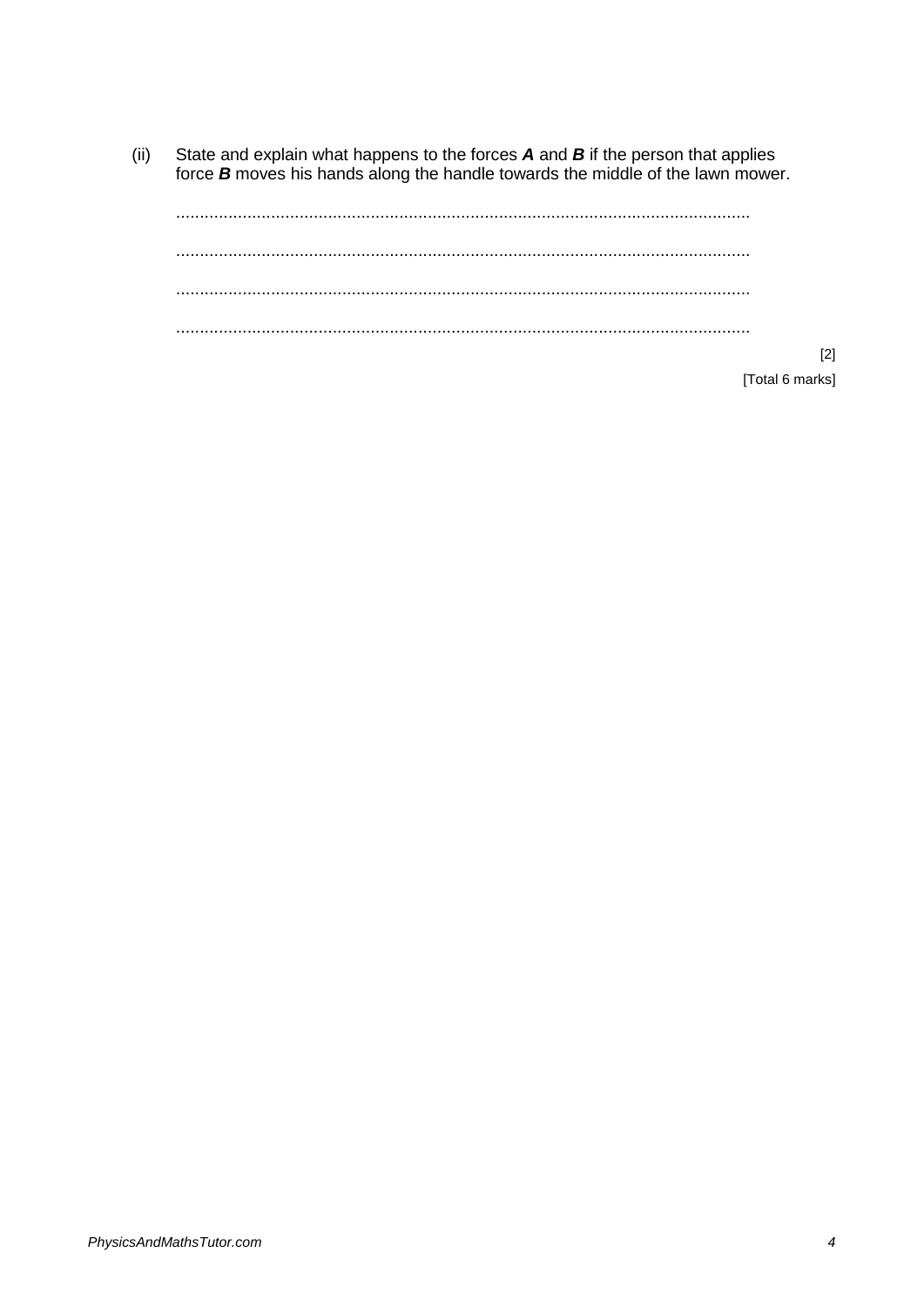(ii) State and explain what happens to the forces ***A*** and ***B*** if the person that applies force ***B*** moves his hands along the handle towards the middle of the lawn mower.

..........................................................................................................................

..........................................................................................................................

..........................................................................................................................

..........................................................................................................................

[2]

[Total 6 marks]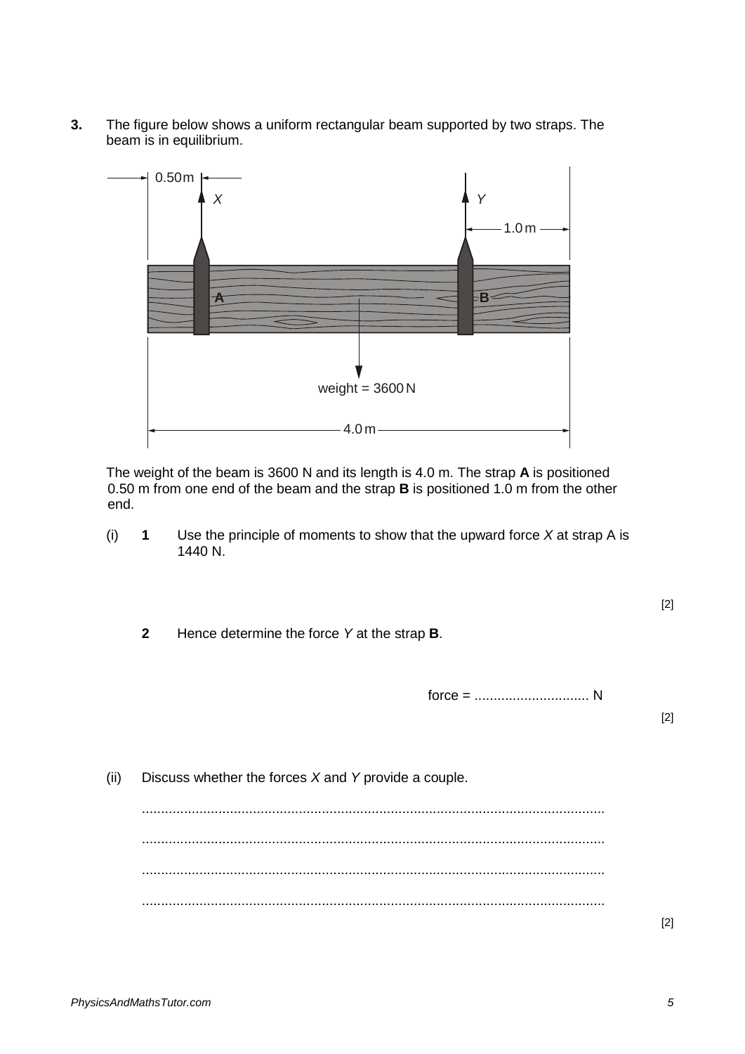**3.** The figure below shows a uniform rectangular beam supported by two straps. The beam is in equilibrium.

The weight of the beam is 3600 N and its length is 4.0 m. The strap **A** is positioned 0.50 m from one end of the beam and the strap **B** is positioned 1.0 m from the other end.

(i) **1** Use the principle of moments to show that the upward force $X$ at strap A is 1440 N.

[2]

**2** Hence determine the force $Y$ at the strap **B**.

force = .............................. N

[2]

(ii) Discuss whether the forces $X$ and $Y$ provide a couple.

..........................................................................................................................

..........................................................................................................................

..........................................................................................................................

..........................................................................................................................

[2]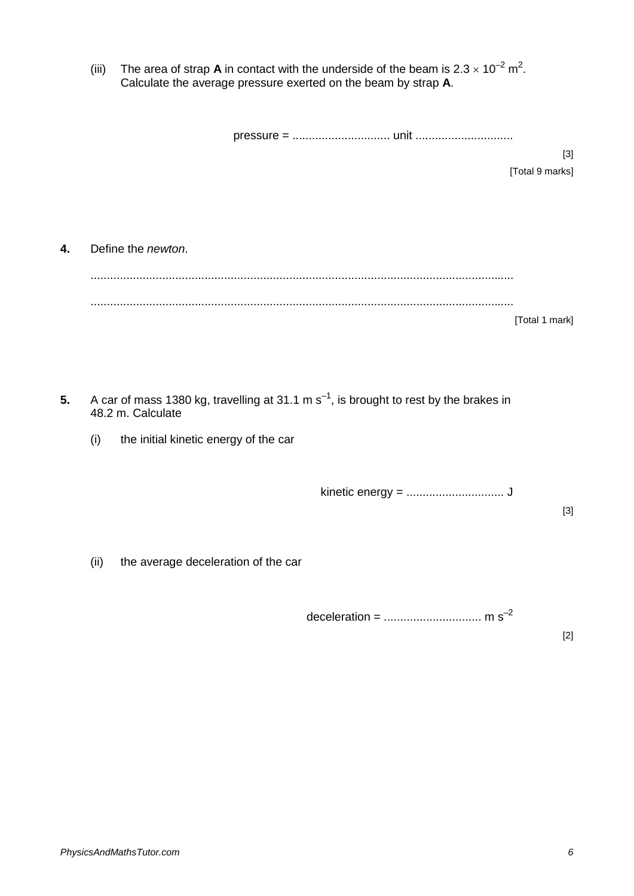(iii) The area of strap **A** in contact with the underside of the beam is $2.3 \times 10^{-2}$ m$^2$. Calculate the average pressure exerted on the beam by strap **A**.

pressure = .............................. unit ..............................

[3]

[Total 9 marks]

**4.** Define the *newton*.

.......................................................................................................................................

.......................................................................................................................................

[Total 1 mark]

**5.** A car of mass 1380 kg, travelling at 31.1 m s$^{-1}$, is brought to rest by the brakes in 48.2 m. Calculate

(i) the initial kinetic energy of the car

kinetic energy = .............................. J

[3]

(ii) the average deceleration of the car

deceleration = .............................. m s$^{-2}$

[2]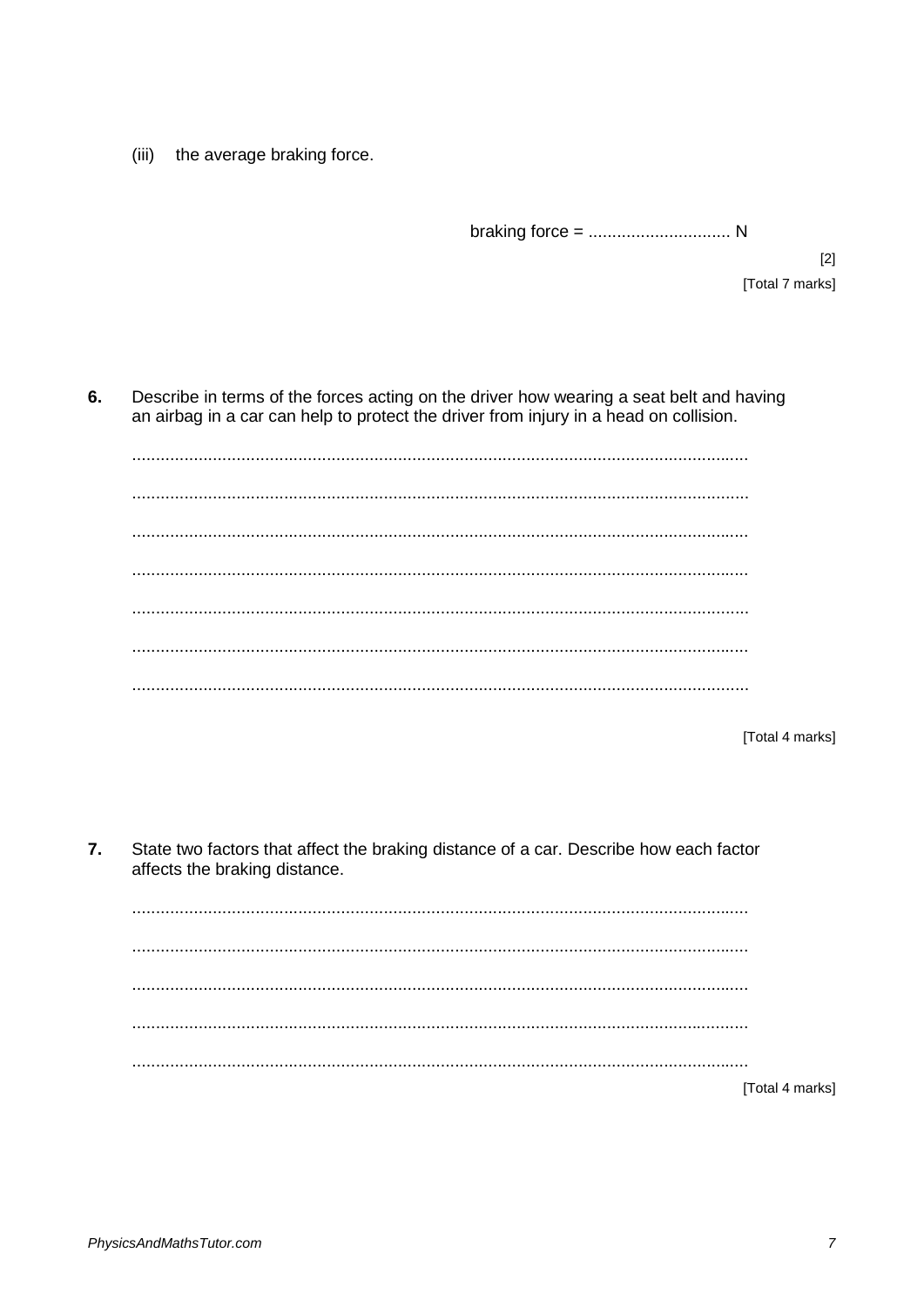(iii) the average braking force.

braking force = .............................. N

[2]

[Total 7 marks]

**6.** Describe in terms of the forces acting on the driver how wearing a seat belt and having an airbag in a car can help to protect the driver from injury in a head on collision.

.................................................................................................................................

.................................................................................................................................

.................................................................................................................................

.................................................................................................................................

.................................................................................................................................

.................................................................................................................................

.................................................................................................................................

[Total 4 marks]

**7.** State two factors that affect the braking distance of a car. Describe how each factor affects the braking distance.

.................................................................................................................................

.................................................................................................................................

.................................................................................................................................

.................................................................................................................................

.................................................................................................................................

[Total 4 marks]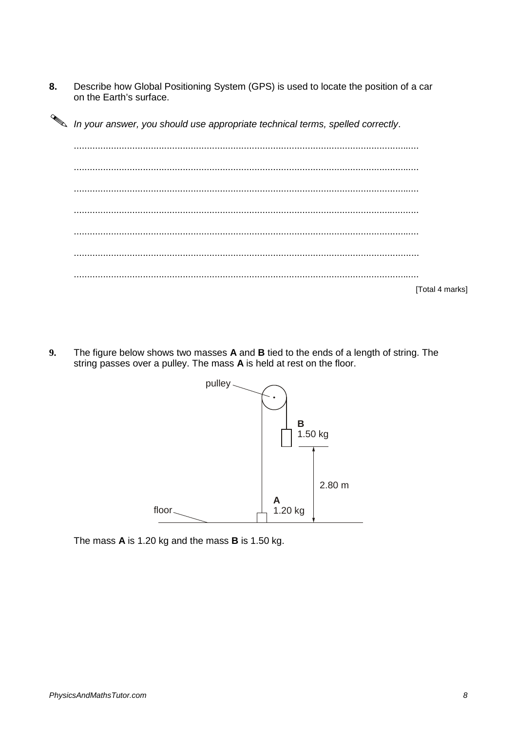**8.** Describe how Global Positioning System (GPS) is used to locate the position of a car on the Earth's surface.

✎ *In your answer, you should use appropriate technical terms, spelled correctly.*

...................................................................................................................................

...................................................................................................................................

...................................................................................................................................

...................................................................................................................................

...................................................................................................................................

...................................................................................................................................

...................................................................................................................................

[Total 4 marks]

**9.** The figure below shows two masses **A** and **B** tied to the ends of a length of string. The string passes over a pulley. The mass **A** is held at rest on the floor.

The mass **A** is 1.20 kg and the mass **B** is 1.50 kg.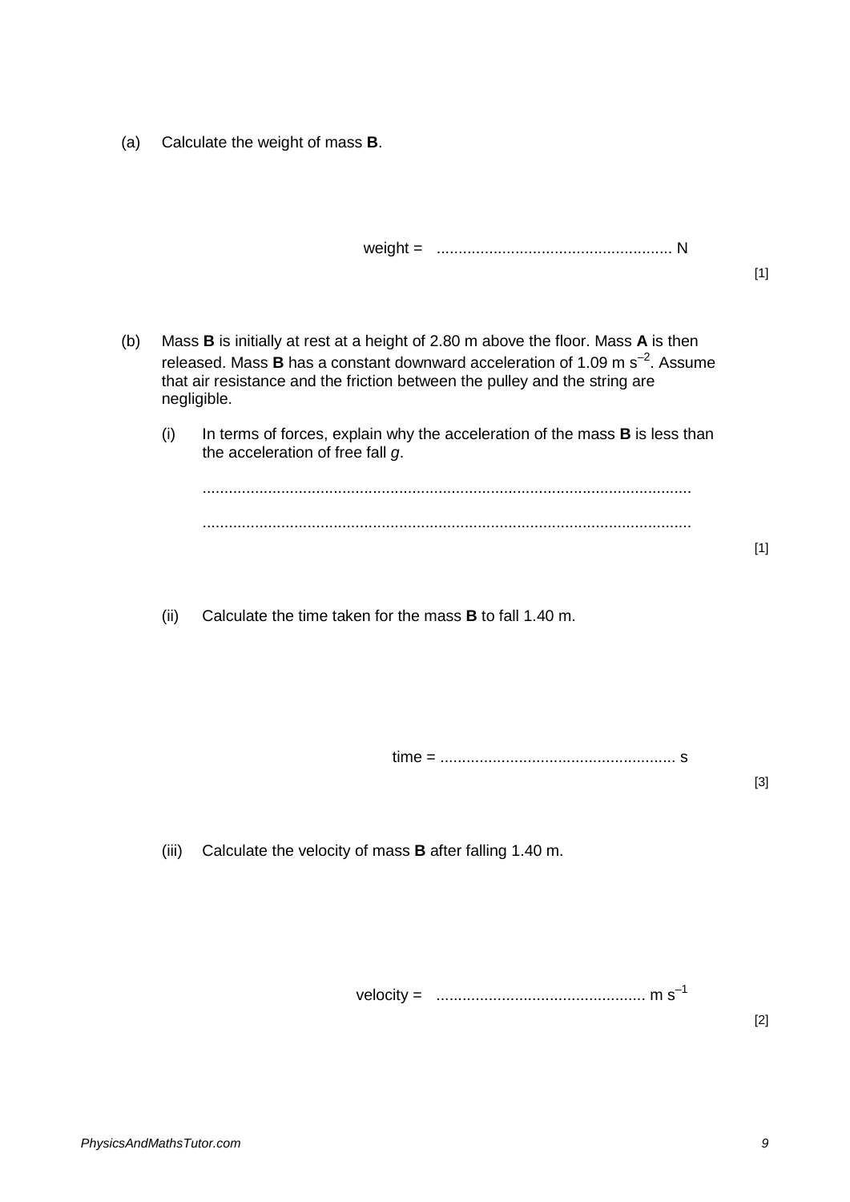(a) Calculate the weight of mass **B**.

weight = ...................................................... N

[1]

(b) Mass **B** is initially at rest at a height of 2.80 m above the floor. Mass **A** is then released. Mass **B** has a constant downward acceleration of 1.09 m $s^{-2}$. Assume that air resistance and the friction between the pulley and the string are negligible.

(i) In terms of forces, explain why the acceleration of the mass **B** is less than the acceleration of free fall *g*.

...............................................................................................................

...............................................................................................................

[1]

(ii) Calculate the time taken for the mass **B** to fall 1.40 m.

time = ...................................................... s

[3]

(iii) Calculate the velocity of mass **B** after falling 1.40 m.

velocity = ................................................ m $s^{-1}$

[2]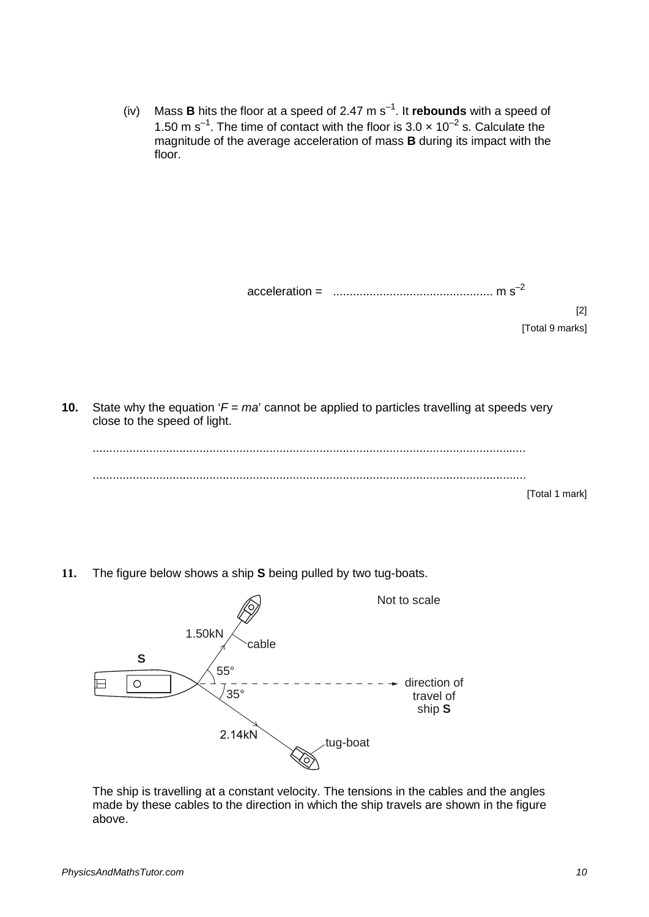(iv) Mass **B** hits the floor at a speed of 2.47 m s$^{-1}$. It **rebounds** with a speed of 1.50 m s$^{-1}$. The time of contact with the floor is $3.0 \times 10^{-2}$ s. Calculate the magnitude of the average acceleration of mass **B** during its impact with the floor.

acceleration = ................................................ m s$^{-2}$

[2]

[Total 9 marks]

**10.** State why the equation '$F = ma$' cannot be applied to particles travelling at speeds very close to the speed of light.

.................................................................................................................................

.................................................................................................................................

[Total 1 mark]

**11.** The figure below shows a ship **S** being pulled by two tug-boats.

Not to scale

1.50kN — cable — 55° — **S** — direction of travel of ship **S** — 35° — 2.14kN — tug-boat

The ship is travelling at a constant velocity. The tensions in the cables and the angles made by these cables to the direction in which the ship travels are shown in the figure above.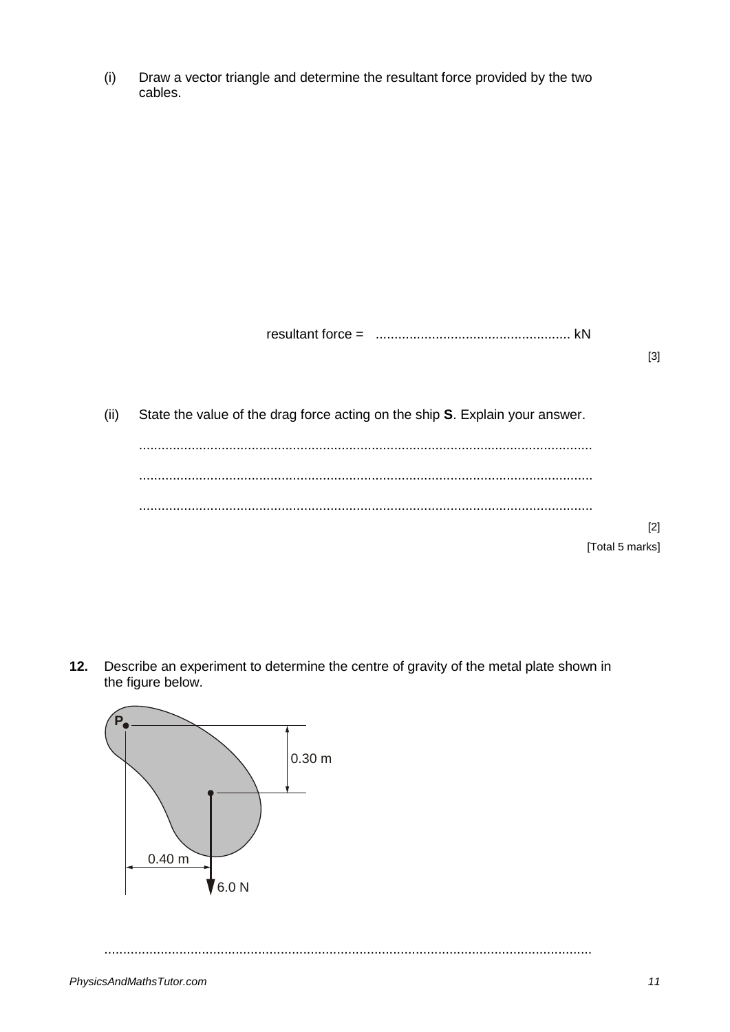(i) Draw a vector triangle and determine the resultant force provided by the two cables.

resultant force = .................................................... kN

[3]

(ii) State the value of the drag force acting on the ship **S**. Explain your answer.

........................................................................................................................

........................................................................................................................

........................................................................................................................

[2]

[Total 5 marks]

**12.** Describe an experiment to determine the centre of gravity of the metal plate shown in the figure below.

........................................................................................................................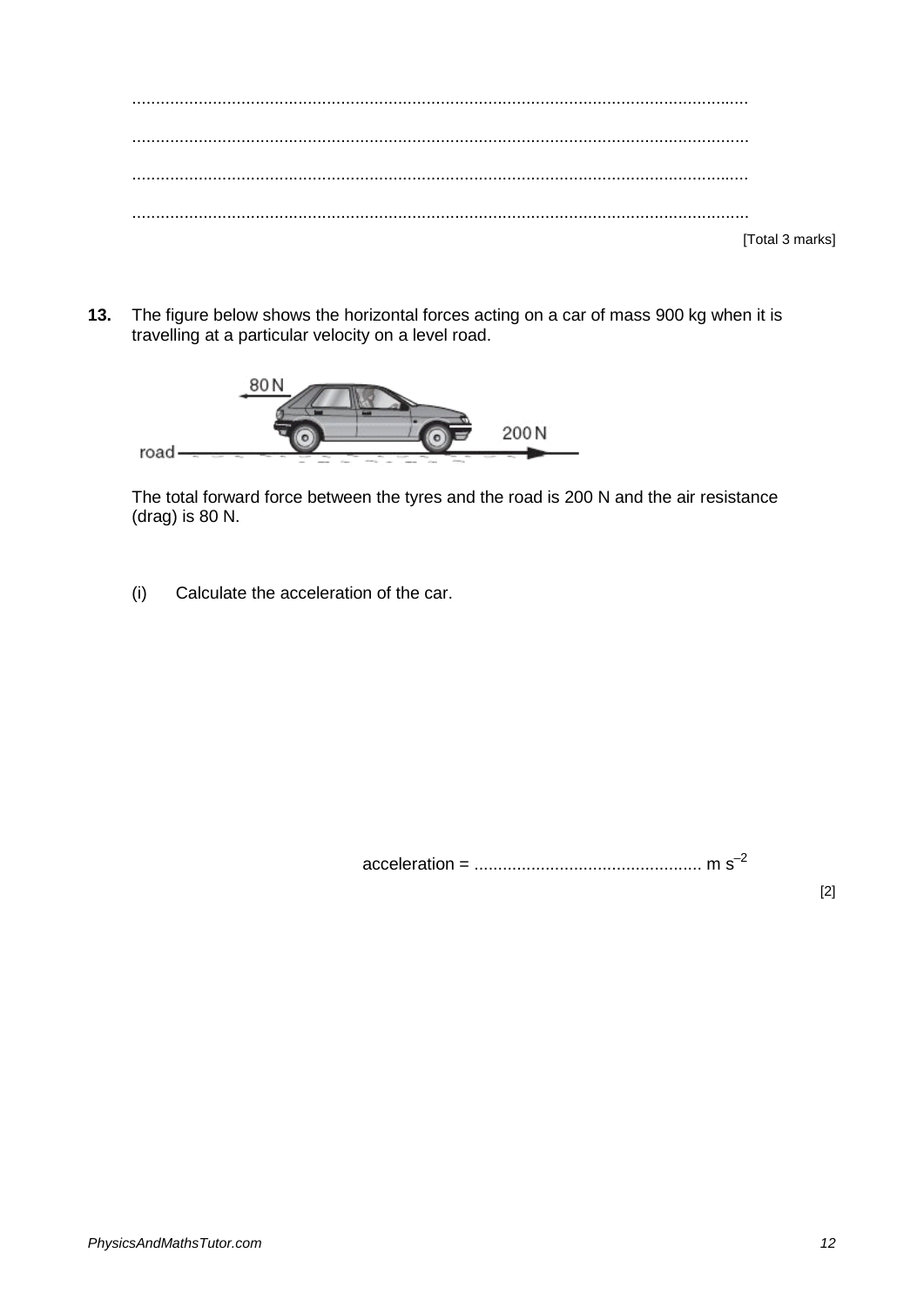.................................................................................................................................

.................................................................................................................................

.................................................................................................................................

.................................................................................................................................

[Total 3 marks]

**13.** The figure below shows the horizontal forces acting on a car of mass 900 kg when it is travelling at a particular velocity on a level road.

The total forward force between the tyres and the road is 200 N and the air resistance (drag) is 80 N.

(i) Calculate the acceleration of the car.

acceleration = ............................................... m s$^{-2}$

[2]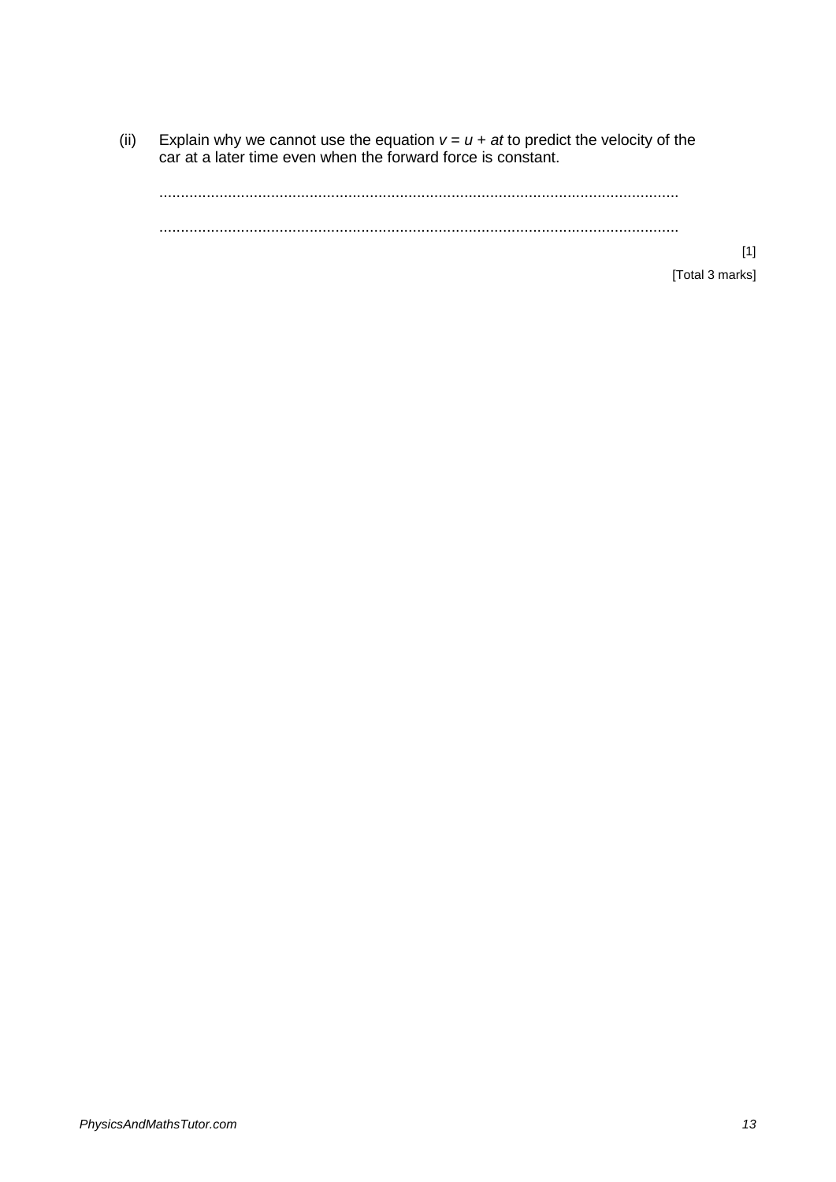(ii) Explain why we cannot use the equation $v = u + at$ to predict the velocity of the car at a later time even when the forward force is constant.

.......................................................................................................................

.......................................................................................................................

[1]

[Total 3 marks]